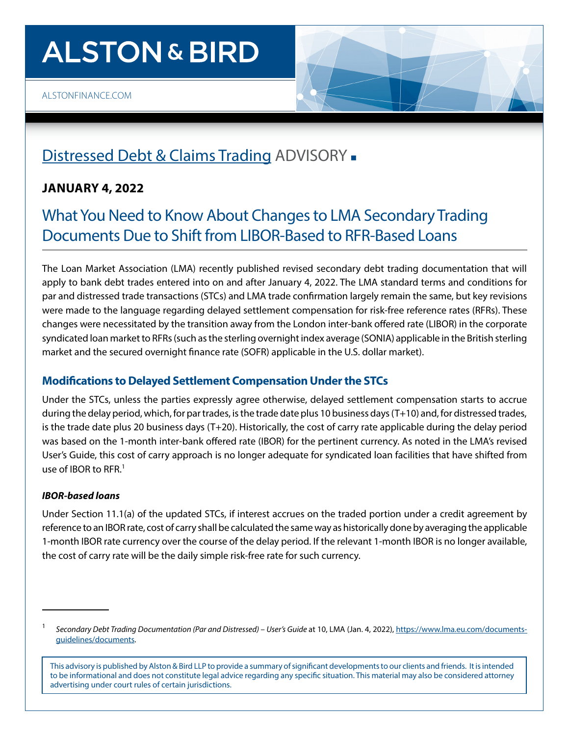# ALSTON & BIRD

ALSTONFINANCE.COM

## Distressed Debt & Claims Trading ADVISORY ■

### JANUARY 4, 2022

# What You Need to Know About Changes to LMA Secondary Trading Documents Due to Shift from LIBOR-Based to RFR-Based Loans

The Loan Market Association (LMA) recently published revised secondary debt trading documentation that will apply to bank debt trades entered into on and after January 4, 2022. The LMA standard terms and conditions for par and distressed trade transactions (STCs) and LMA trade confirmation largely remain the same, but key revisions were made to the language regarding delayed settlement compensation for risk-free reference rates (RFRs). These changes were necessitated by the transition away from the London inter-bank offered rate (LIBOR) in the corporate syndicated loan market to RFRs (such as the sterling overnight index average (SONIA) applicable in the British sterling market and the secured overnight finance rate (SOFR) applicable in the U.S. dollar market).

## Modifications to Delayed Settlement Compensation Under the STCs

Under the STCs, unless the parties expressly agree otherwise, delayed settlement compensation starts to accrue during the delay period, which, for par trades, is the trade date plus 10 business days (T+10) and, for distressed trades, is the trade date plus 20 business days (T+20). Historically, the cost of carry rate applicable during the delay period was based on the 1-month inter-bank offered rate (IBOR) for the pertinent currency. As noted in the LMA's revised User's Guide, this cost of carry approach is no longer adequate for syndicated loan facilities that have shifted from use of IBOR to RFR.[1]

### *IBOR-based loans*

Under Section 11.1(a) of the updated STCs, if interest accrues on the traded portion under a credit agreement by reference to an IBOR rate, cost of carry shall be calculated the same way as historically done by averaging the applicable 1-month IBOR rate currency over the course of the delay period. If the relevant 1-month IBOR is no longer available, the cost of carry rate will be the daily simple risk-free rate for such currency.

---

[1] *Secondary Debt Trading Documentation (Par and Distressed) – User's Guide* at 10, LMA (Jan. 4, 2022), https://www.lma.eu.com/documents-guidelines/documents.

This advisory is published by Alston & Bird LLP to provide a summary of significant developments to our clients and friends. It is intended to be informational and does not constitute legal advice regarding any specific situation. This material may also be considered attorney advertising under court rules of certain jurisdictions.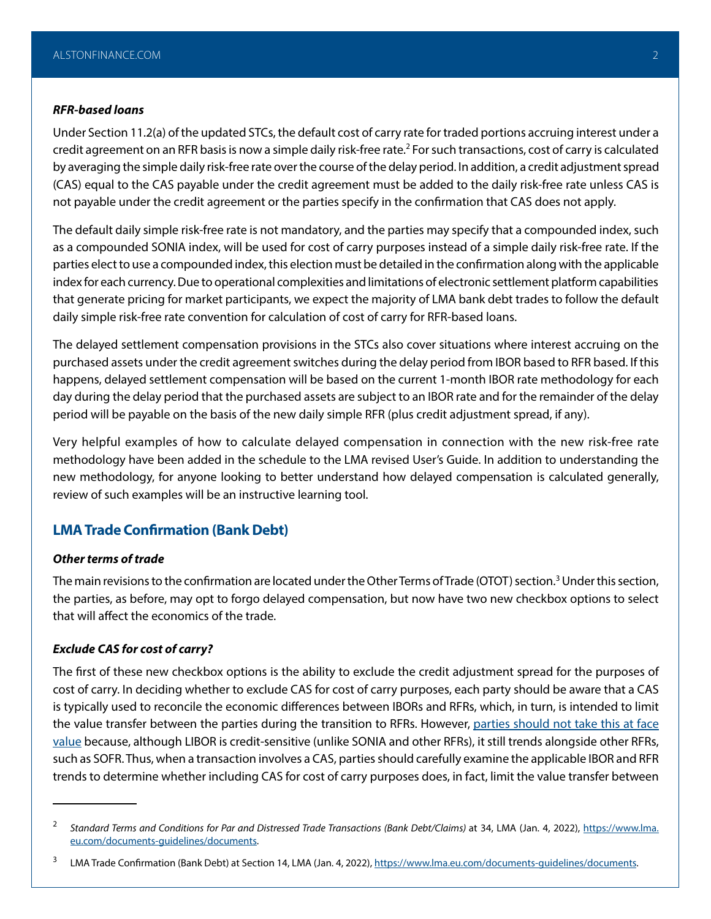***RFR-based loans***

Under Section 11.2(a) of the updated STCs, the default cost of carry rate for traded portions accruing interest under a credit agreement on an RFR basis is now a simple daily risk-free rate.[2] For such transactions, cost of carry is calculated by averaging the simple daily risk-free rate over the course of the delay period. In addition, a credit adjustment spread (CAS) equal to the CAS payable under the credit agreement must be added to the daily risk-free rate unless CAS is not payable under the credit agreement or the parties specify in the confirmation that CAS does not apply.

The default daily simple risk-free rate is not mandatory, and the parties may specify that a compounded index, such as a compounded SONIA index, will be used for cost of carry purposes instead of a simple daily risk-free rate. If the parties elect to use a compounded index, this election must be detailed in the confirmation along with the applicable index for each currency. Due to operational complexities and limitations of electronic settlement platform capabilities that generate pricing for market participants, we expect the majority of LMA bank debt trades to follow the default daily simple risk-free rate convention for calculation of cost of carry for RFR-based loans.

The delayed settlement compensation provisions in the STCs also cover situations where interest accruing on the purchased assets under the credit agreement switches during the delay period from IBOR based to RFR based. If this happens, delayed settlement compensation will be based on the current 1-month IBOR rate methodology for each day during the delay period that the purchased assets are subject to an IBOR rate and for the remainder of the delay period will be payable on the basis of the new daily simple RFR (plus credit adjustment spread, if any).

Very helpful examples of how to calculate delayed compensation in connection with the new risk-free rate methodology have been added in the schedule to the LMA revised User's Guide. In addition to understanding the new methodology, for anyone looking to better understand how delayed compensation is calculated generally, review of such examples will be an instructive learning tool.

## LMA Trade Confirmation (Bank Debt)

***Other terms of trade***

The main revisions to the confirmation are located under the Other Terms of Trade (OTOT) section.[3] Under this section, the parties, as before, may opt to forgo delayed compensation, but now have two new checkbox options to select that will affect the economics of the trade.

***Exclude CAS for cost of carry?***

The first of these new checkbox options is the ability to exclude the credit adjustment spread for the purposes of cost of carry. In deciding whether to exclude CAS for cost of carry purposes, each party should be aware that a CAS is typically used to reconcile the economic differences between IBORs and RFRs, which, in turn, is intended to limit the value transfer between the parties during the transition to RFRs. However, parties should not take this at face value because, although LIBOR is credit-sensitive (unlike SONIA and other RFRs), it still trends alongside other RFRs, such as SOFR. Thus, when a transaction involves a CAS, parties should carefully examine the applicable IBOR and RFR trends to determine whether including CAS for cost of carry purposes does, in fact, limit the value transfer between

---

[2] *Standard Terms and Conditions for Par and Distressed Trade Transactions (Bank Debt/Claims)* at 34, LMA (Jan. 4, 2022), https://www.lma.eu.com/documents-guidelines/documents.

[3] LMA Trade Confirmation (Bank Debt) at Section 14, LMA (Jan. 4, 2022), https://www.lma.eu.com/documents-guidelines/documents.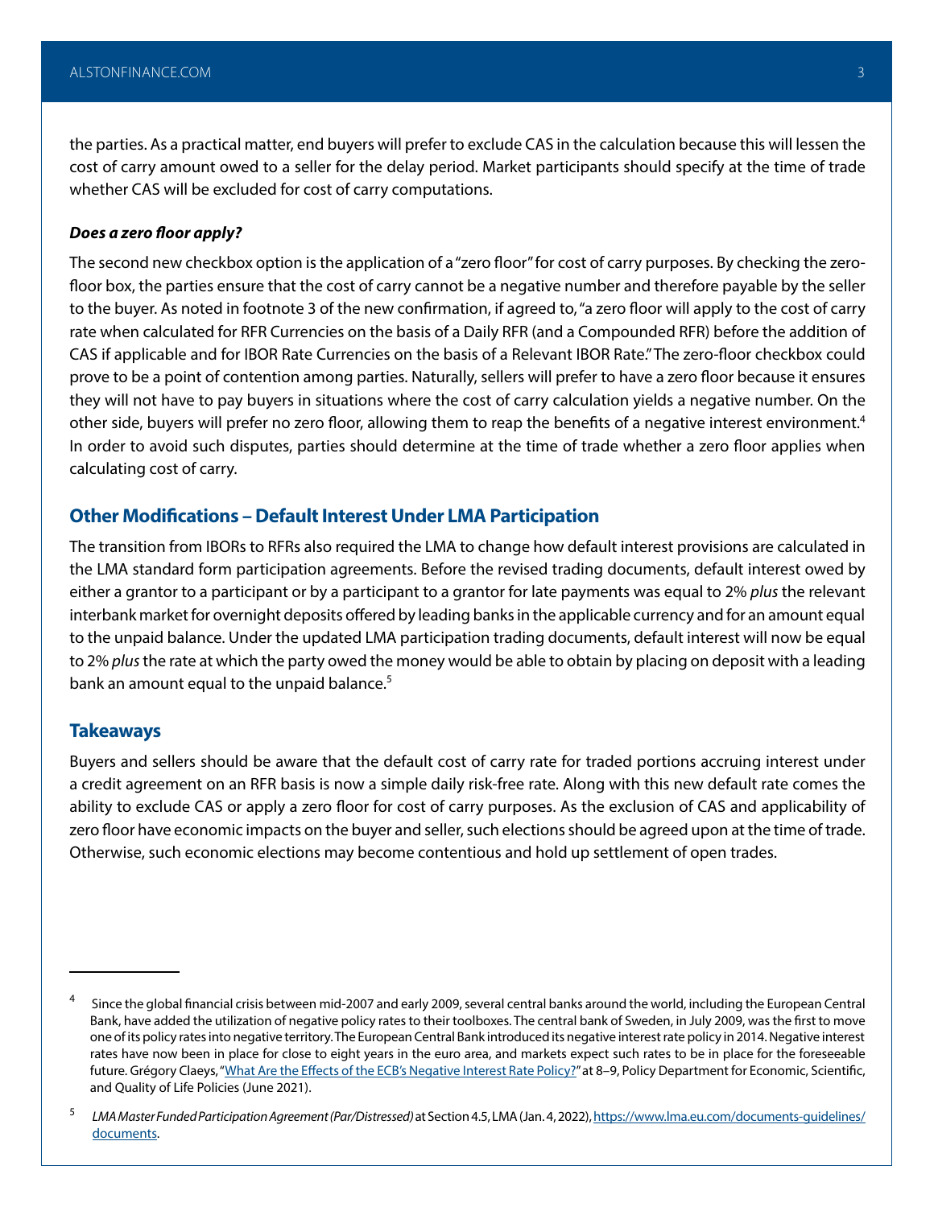the parties. As a practical matter, end buyers will prefer to exclude CAS in the calculation because this will lessen the cost of carry amount owed to a seller for the delay period. Market participants should specify at the time of trade whether CAS will be excluded for cost of carry computations.

### *Does a zero floor apply?*

The second new checkbox option is the application of a "zero floor" for cost of carry purposes. By checking the zero-floor box, the parties ensure that the cost of carry cannot be a negative number and therefore payable by the seller to the buyer. As noted in footnote 3 of the new confirmation, if agreed to, "a zero floor will apply to the cost of carry rate when calculated for RFR Currencies on the basis of a Daily RFR (and a Compounded RFR) before the addition of CAS if applicable and for IBOR Rate Currencies on the basis of a Relevant IBOR Rate." The zero-floor checkbox could prove to be a point of contention among parties. Naturally, sellers will prefer to have a zero floor because it ensures they will not have to pay buyers in situations where the cost of carry calculation yields a negative number. On the other side, buyers will prefer no zero floor, allowing them to reap the benefits of a negative interest environment.[4] In order to avoid such disputes, parties should determine at the time of trade whether a zero floor applies when calculating cost of carry.

## Other Modifications – Default Interest Under LMA Participation

The transition from IBORs to RFRs also required the LMA to change how default interest provisions are calculated in the LMA standard form participation agreements. Before the revised trading documents, default interest owed by either a grantor to a participant or by a participant to a grantor for late payments was equal to 2% *plus* the relevant interbank market for overnight deposits offered by leading banks in the applicable currency and for an amount equal to the unpaid balance. Under the updated LMA participation trading documents, default interest will now be equal to 2% *plus* the rate at which the party owed the money would be able to obtain by placing on deposit with a leading bank an amount equal to the unpaid balance.[5]

## Takeaways

Buyers and sellers should be aware that the default cost of carry rate for traded portions accruing interest under a credit agreement on an RFR basis is now a simple daily risk-free rate. Along with this new default rate comes the ability to exclude CAS or apply a zero floor for cost of carry purposes. As the exclusion of CAS and applicability of zero floor have economic impacts on the buyer and seller, such elections should be agreed upon at the time of trade. Otherwise, such economic elections may become contentious and hold up settlement of open trades.

---

[4] Since the global financial crisis between mid-2007 and early 2009, several central banks around the world, including the European Central Bank, have added the utilization of negative policy rates to their toolboxes. The central bank of Sweden, in July 2009, was the first to move one of its policy rates into negative territory. The European Central Bank introduced its negative interest rate policy in 2014. Negative interest rates have now been in place for close to eight years in the euro area, and markets expect such rates to be in place for the foreseeable future. Grégory Claeys, "What Are the Effects of the ECB's Negative Interest Rate Policy?" at 8–9, Policy Department for Economic, Scientific, and Quality of Life Policies (June 2021).

[5] *LMA Master Funded Participation Agreement (Par/Distressed)* at Section 4.5, LMA (Jan. 4, 2022), https://www.lma.eu.com/documents-guidelines/documents.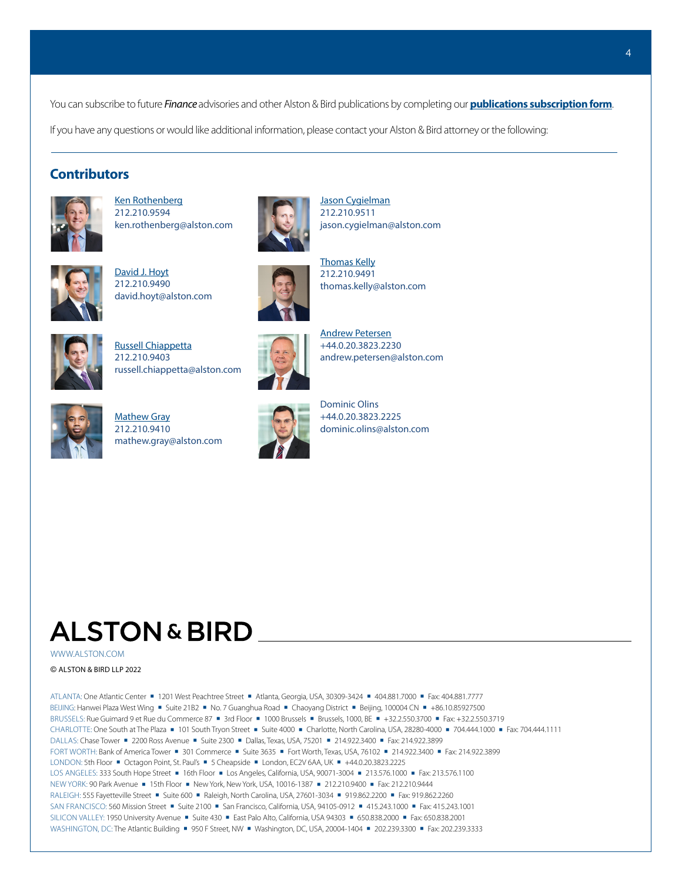You can subscribe to future *Finance* advisories and other Alston & Bird publications by completing our **publications subscription form**.

If you have any questions or would like additional information, please contact your Alston & Bird attorney or the following:

## Contributors

Ken Rothenberg
212.210.9594
ken.rothenberg@alston.com

Jason Cygielman
212.210.9511
jason.cygielman@alston.com

David J. Hoyt
212.210.9490
david.hoyt@alston.com

Thomas Kelly
212.210.9491
thomas.kelly@alston.com

Russell Chiappetta
212.210.9403
russell.chiappetta@alston.com

Andrew Petersen
+44.0.20.3823.2230
andrew.petersen@alston.com

Mathew Gray
212.210.9410
mathew.gray@alston.com

Dominic Olins
+44.0.20.3823.2225
dominic.olins@alston.com

# ALSTON & BIRD

WWW.ALSTON.COM

© ALSTON & BIRD LLP 2022

ATLANTA: One Atlantic Center ▪ 1201 West Peachtree Street ▪ Atlanta, Georgia, USA, 30309-3424 ▪ 404.881.7000 ▪ Fax: 404.881.7777
BEIJING: Hanwei Plaza West Wing ▪ Suite 21B2 ▪ No. 7 Guanghua Road ▪ Chaoyang District ▪ Beijing, 100004 CN ▪ +86.10.85927500
BRUSSELS: Rue Guimard 9 et Rue du Commerce 87 ▪ 3rd Floor ▪ 1000 Brussels ▪ Brussels, 1000, BE ▪ +32.2.550.3700 ▪ Fax: +32.2.550.3719
CHARLOTTE: One South at The Plaza ▪ 101 South Tryon Street ▪ Suite 4000 ▪ Charlotte, North Carolina, USA, 28280-4000 ▪ 704.444.1000 ▪ Fax: 704.444.1111
DALLAS: Chase Tower ▪ 2200 Ross Avenue ▪ Suite 2300 ▪ Dallas, Texas, USA, 75201 ▪ 214.922.3400 ▪ Fax: 214.922.3899
FORT WORTH: Bank of America Tower ▪ 301 Commerce ▪ Suite 3635 ▪ Fort Worth, Texas, USA, 76102 ▪ 214.922.3400 ▪ Fax: 214.922.3899
LONDON: 5th Floor ▪ Octagon Point, St. Paul's ▪ 5 Cheapside ▪ London, EC2V 6AA, UK ▪ +44.0.20.3823.2225
LOS ANGELES: 333 South Hope Street ▪ 16th Floor ▪ Los Angeles, California, USA, 90071-3004 ▪ 213.576.1000 ▪ Fax: 213.576.1100
NEW YORK: 90 Park Avenue ▪ 15th Floor ▪ New York, New York, USA, 10016-1387 ▪ 212.210.9400 ▪ Fax: 212.210.9444
RALEIGH: 555 Fayetteville Street ▪ Suite 600 ▪ Raleigh, North Carolina, USA, 27601-3034 ▪ 919.862.2200 ▪ Fax: 919.862.2260
SAN FRANCISCO: 560 Mission Street ▪ Suite 2100 ▪ San Francisco, California, USA, 94105-0912 ▪ 415.243.1000 ▪ Fax: 415.243.1001
SILICON VALLEY: 1950 University Avenue ▪ Suite 430 ▪ East Palo Alto, California, USA 94303 ▪ 650.838.2000 ▪ Fax: 650.838.2001
WASHINGTON, DC: The Atlantic Building ▪ 950 F Street, NW ▪ Washington, DC, USA, 20004-1404 ▪ 202.239.3300 ▪ Fax: 202.239.3333